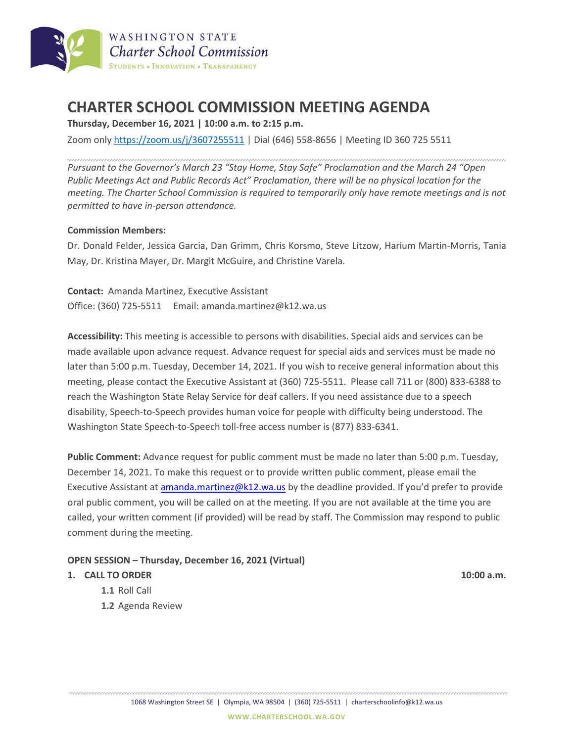# CHARTER SCHOOL COMMISSION MEETING AGENDA

**Thursday, December 16, 2021 | 10:00 a.m. to 2:15 p.m.**

Zoom only https://zoom.us/j/3607255511 | Dial (646) 558-8656 | Meeting ID 360 725 5511

*Pursuant to the Governor's March 23 "Stay Home, Stay Safe" Proclamation and the March 24 "Open Public Meetings Act and Public Records Act" Proclamation, there will be no physical location for the meeting. The Charter School Commission is required to temporarily only have remote meetings and is not permitted to have in-person attendance.*

**Commission Members:**

Dr. Donald Felder, Jessica Garcia, Dan Grimm, Chris Korsmo, Steve Litzow, Harium Martin-Morris, Tania May, Dr. Kristina Mayer, Dr. Margit McGuire, and Christine Varela.

**Contact:** Amanda Martinez, Executive Assistant
Office: (360) 725-5511 Email: amanda.martinez@k12.wa.us

**Accessibility:** This meeting is accessible to persons with disabilities. Special aids and services can be made available upon advance request. Advance request for special aids and services must be made no later than 5:00 p.m. Tuesday, December 14, 2021. If you wish to receive general information about this meeting, please contact the Executive Assistant at (360) 725-5511. Please call 711 or (800) 833-6388 to reach the Washington State Relay Service for deaf callers. If you need assistance due to a speech disability, Speech-to-Speech provides human voice for people with difficulty being understood. The Washington State Speech-to-Speech toll-free access number is (877) 833-6341.

**Public Comment:** Advance request for public comment must be made no later than 5:00 p.m. Tuesday, December 14, 2021. To make this request or to provide written public comment, please email the Executive Assistant at amanda.martinez@k12.wa.us by the deadline provided. If you'd prefer to provide oral public comment, you will be called on at the meeting. If you are not available at the time you are called, your written comment (if provided) will be read by staff. The Commission may respond to public comment during the meeting.

**OPEN SESSION – Thursday, December 16, 2021 (Virtual)**

**1. CALL TO ORDER** **10:00 a.m.**

- **1.1** Roll Call
- **1.2** Agenda Review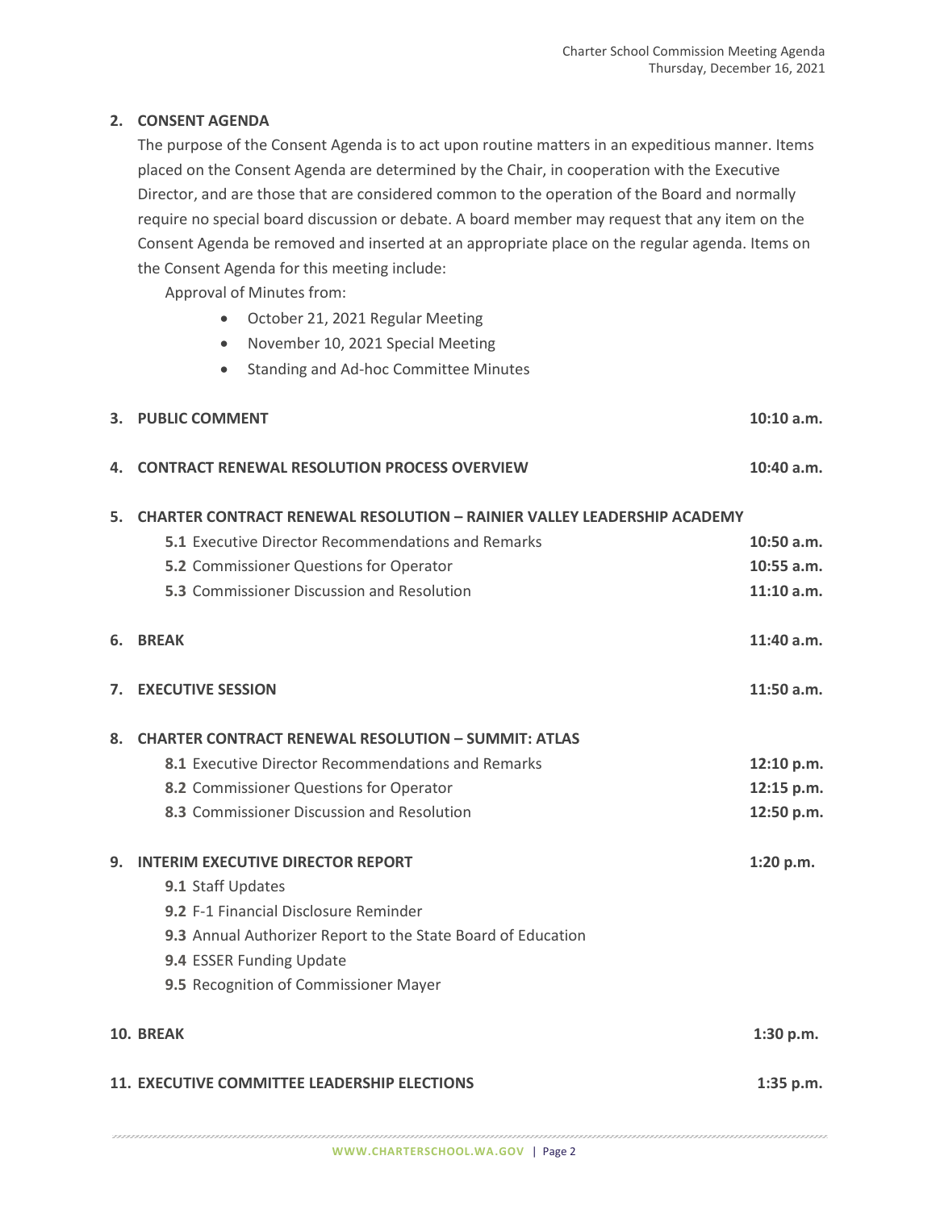**2. CONSENT AGENDA**

The purpose of the Consent Agenda is to act upon routine matters in an expeditious manner. Items placed on the Consent Agenda are determined by the Chair, in cooperation with the Executive Director, and are those that are considered common to the operation of the Board and normally require no special board discussion or debate. A board member may request that any item on the Consent Agenda be removed and inserted at an appropriate place on the regular agenda. Items on the Consent Agenda for this meeting include:

Approval of Minutes from:

- October 21, 2021 Regular Meeting
- November 10, 2021 Special Meeting
- Standing and Ad-hoc Committee Minutes

**3. PUBLIC COMMENT** — **10:10 a.m.**

**4. CONTRACT RENEWAL RESOLUTION PROCESS OVERVIEW** — **10:40 a.m.**

**5. CHARTER CONTRACT RENEWAL RESOLUTION – RAINIER VALLEY LEADERSHIP ACADEMY**

- **5.1** Executive Director Recommendations and Remarks — **10:50 a.m.**
- **5.2** Commissioner Questions for Operator — **10:55 a.m.**
- **5.3** Commissioner Discussion and Resolution — **11:10 a.m.**

**6. BREAK** — **11:40 a.m.**

**7. EXECUTIVE SESSION** — **11:50 a.m.**

**8. CHARTER CONTRACT RENEWAL RESOLUTION – SUMMIT: ATLAS**

- **8.1** Executive Director Recommendations and Remarks — **12:10 p.m.**
- **8.2** Commissioner Questions for Operator — **12:15 p.m.**
- **8.3** Commissioner Discussion and Resolution — **12:50 p.m.**

**9. INTERIM EXECUTIVE DIRECTOR REPORT** — **1:20 p.m.**

- **9.1** Staff Updates
- **9.2** F-1 Financial Disclosure Reminder
- **9.3** Annual Authorizer Report to the State Board of Education
- **9.4** ESSER Funding Update
- **9.5** Recognition of Commissioner Mayer

**10. BREAK** — **1:30 p.m.**

**11. EXECUTIVE COMMITTEE LEADERSHIP ELECTIONS** — **1:35 p.m.**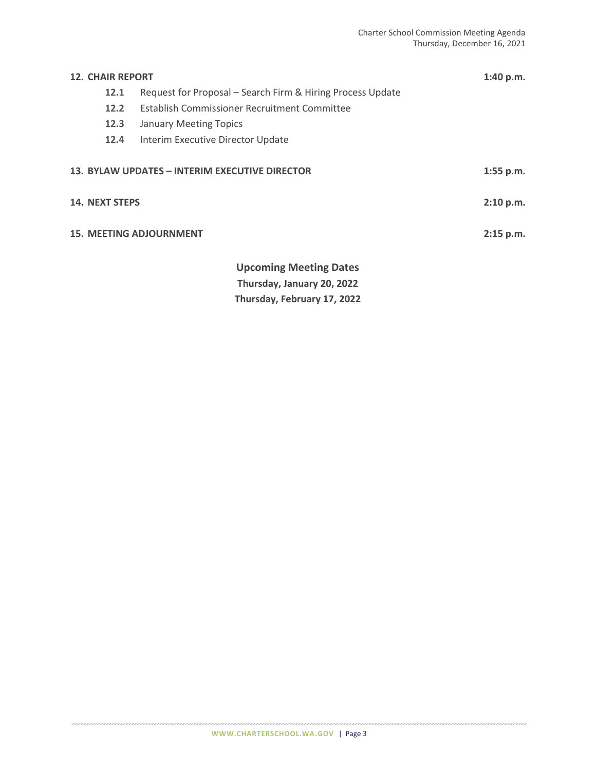**12. CHAIR REPORT** **1:40 p.m.**

- **12.1** Request for Proposal – Search Firm & Hiring Process Update
- **12.2** Establish Commissioner Recruitment Committee
- **12.3** January Meeting Topics
- **12.4** Interim Executive Director Update

**13. BYLAW UPDATES – INTERIM EXECUTIVE DIRECTOR** **1:55 p.m.**

**14. NEXT STEPS** **2:10 p.m.**

**15. MEETING ADJOURNMENT** **2:15 p.m.**

**Upcoming Meeting Dates**

**Thursday, January 20, 2022**

**Thursday, February 17, 2022**